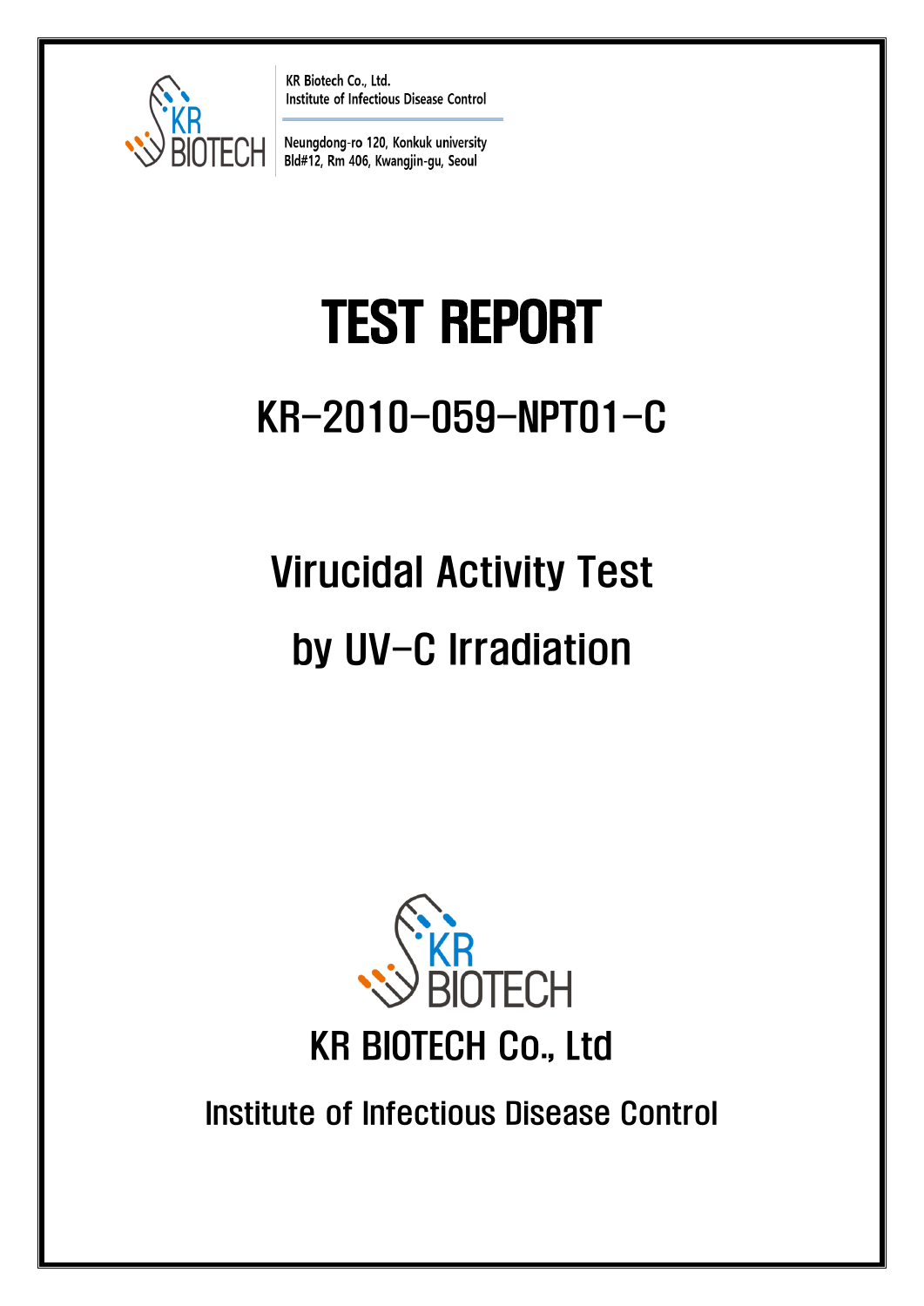KR Biotech Co., Ltd.
Institute of Infectious Disease Control

Neungdong-ro 120, Konkuk university
Bld#12, Rm 406, Kwangjin-gu, Seoul

# TEST REPORT

## KR-2010-059-NPT01-C

## Virucidal Activity Test by UV-C Irradiation

KR BIOTECH Co., Ltd

Institute of Infectious Disease Control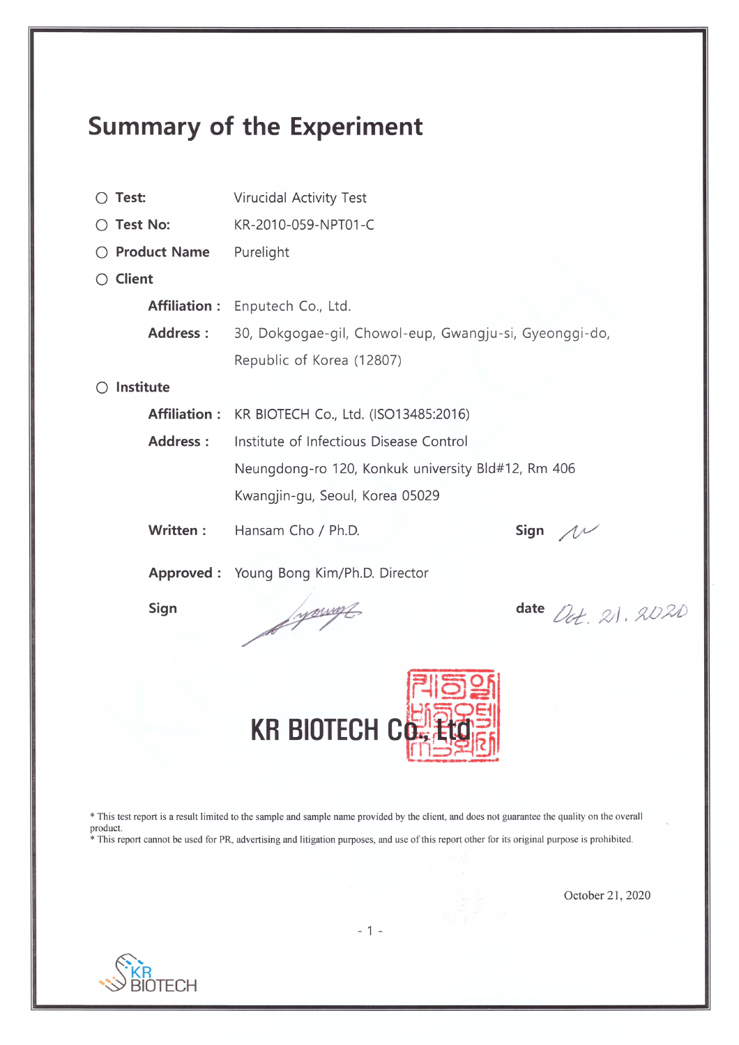# Summary of the Experiment

○ **Test:** Virucidal Activity Test

○ **Test No:** KR-2010-059-NPT01-C

○ **Product Name** Purelight

○ **Client**

**Affiliation :** Enputech Co., Ltd.

**Address :** 30, Dokgogae-gil, Chowol-eup, Gwangju-si, Gyeonggi-do, Republic of Korea (12807)

○ **Institute**

**Affiliation :** KR BIOTECH Co., Ltd. (ISO13485:2016)

**Address :** Institute of Infectious Disease Control
Neungdong-ro 120, Konkuk university Bld#12, Rm 406
Kwangjin-gu, Seoul, Korea 05029

**Written :** Hansam Cho / Ph.D. **Sign**

**Approved :** Young Bong Kim/Ph.D. Director

**Sign** **date** Oct. 21, 2020

KR BIOTECH Co., Ltd

* This test report is a result limited to the sample and sample name provided by the client, and does not guarantee the quality on the overall product.
* This report cannot be used for PR, advertising and litigation purposes, and use of this report other for its original purpose is prohibited.

October 21, 2020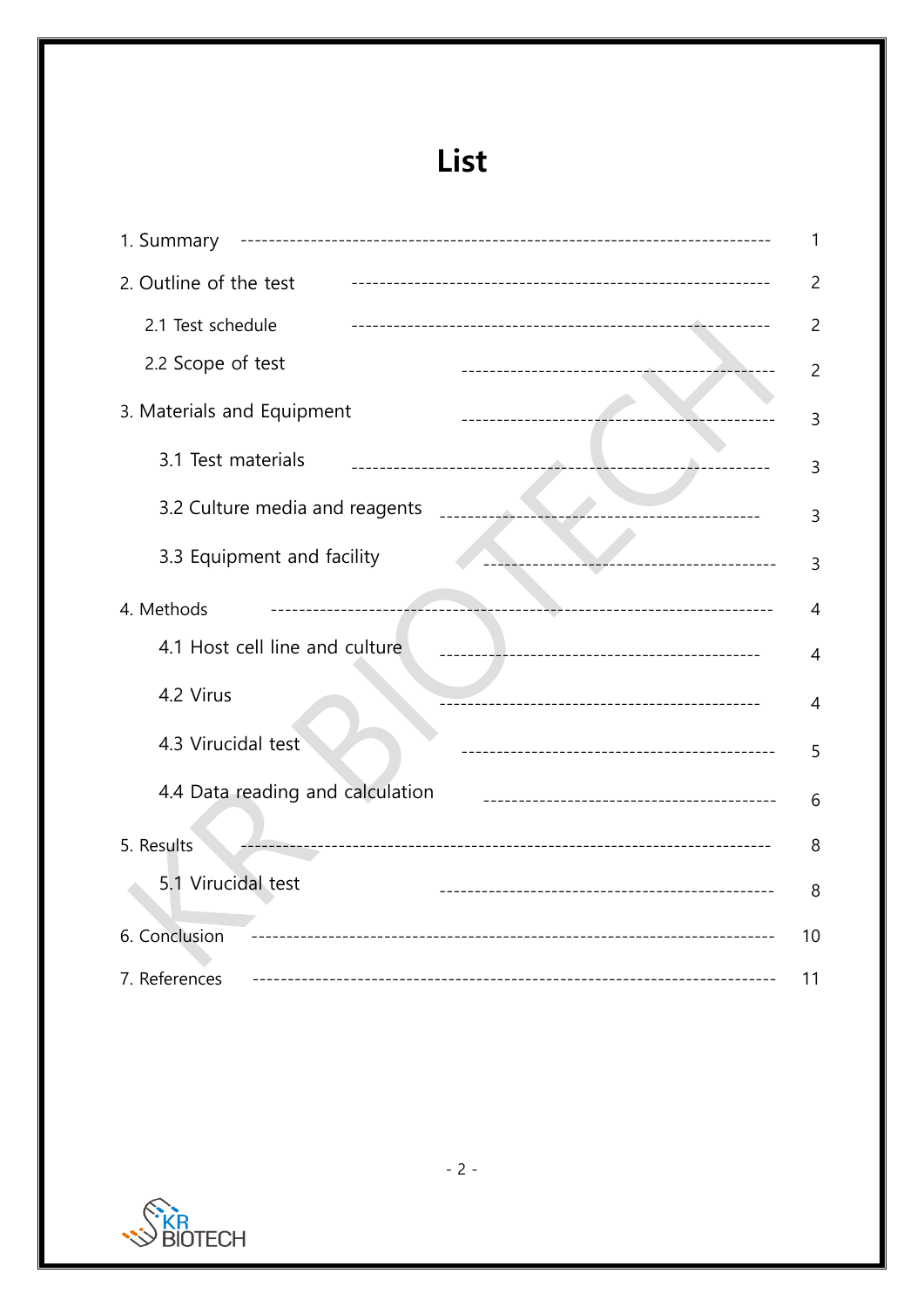# List

| | |
|---|---|
| 1. Summary | 1 |
| 2. Outline of the test | 2 |
| 2.1 Test schedule | 2 |
| 2.2 Scope of test | 2 |
| 3. Materials and Equipment | 3 |
| 3.1 Test materials | 3 |
| 3.2 Culture media and reagents | 3 |
| 3.3 Equipment and facility | 3 |
| 4. Methods | 4 |
| 4.1 Host cell line and culture | 4 |
| 4.2 Virus | 4 |
| 4.3 Virucidal test | 5 |
| 4.4 Data reading and calculation | 6 |
| 5. Results | 8 |
| 5.1 Virucidal test | 8 |
| 6. Conclusion | 10 |
| 7. References | 11 |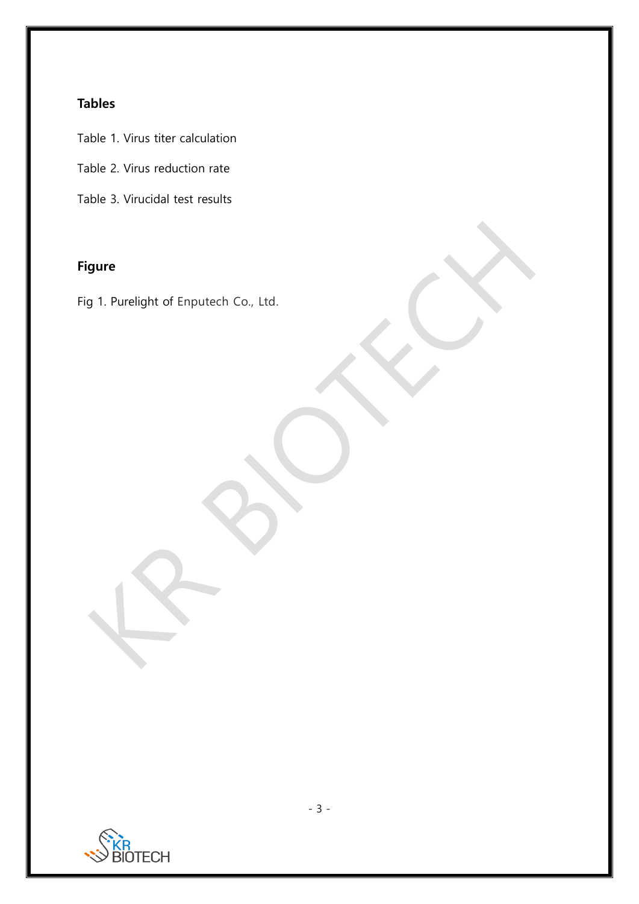## Tables

Table 1. Virus titer calculation

Table 2. Virus reduction rate

Table 3. Virucidal test results

## Figure

Fig 1. Purelight of Enputech Co., Ltd.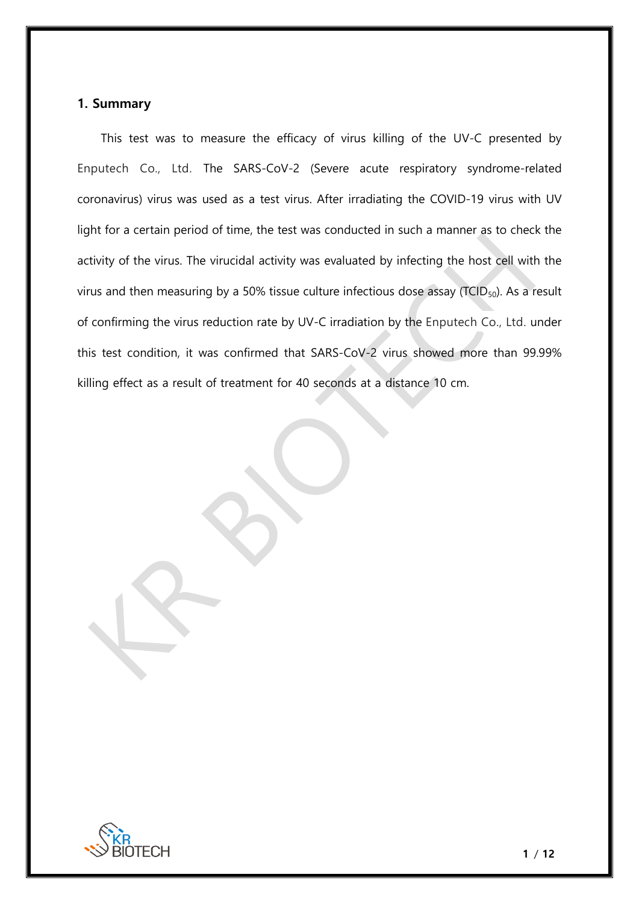## 1. Summary

This test was to measure the efficacy of virus killing of the UV-C presented by Enputech Co., Ltd. The SARS-CoV-2 (Severe acute respiratory syndrome-related coronavirus) virus was used as a test virus. After irradiating the COVID-19 virus with UV light for a certain period of time, the test was conducted in such a manner as to check the activity of the virus. The virucidal activity was evaluated by infecting the host cell with the virus and then measuring by a 50% tissue culture infectious dose assay ($TCID_{50}$). As a result of confirming the virus reduction rate by UV-C irradiation by the Enputech Co., Ltd. under this test condition, it was confirmed that SARS-CoV-2 virus showed more than 99.99% killing effect as a result of treatment for 40 seconds at a distance 10 cm.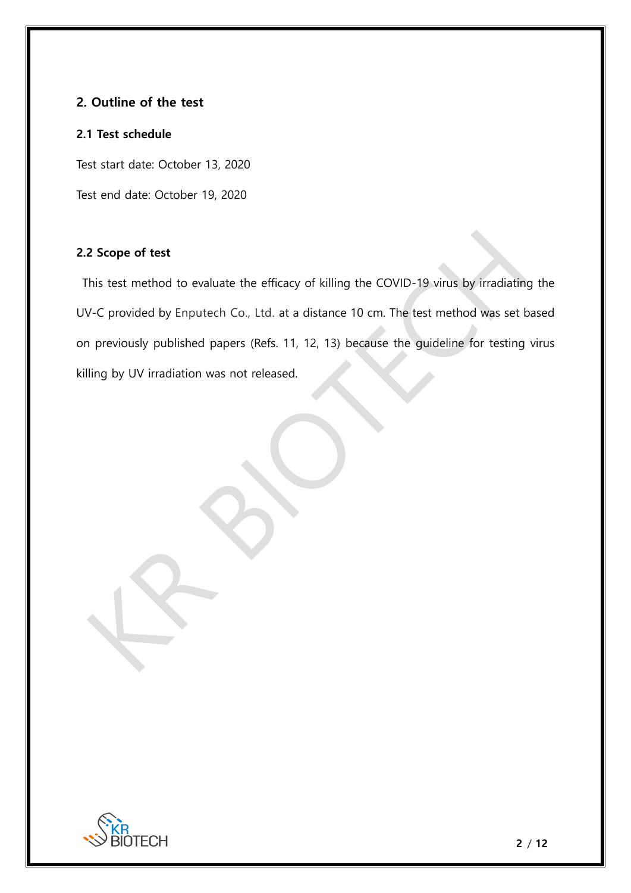## 2. Outline of the test

### 2.1 Test schedule

Test start date: October 13, 2020

Test end date: October 19, 2020

### 2.2 Scope of test

This test method to evaluate the efficacy of killing the COVID-19 virus by irradiating the UV-C provided by Enputech Co., Ltd. at a distance 10 cm. The test method was set based on previously published papers (Refs. 11, 12, 13) because the guideline for testing virus killing by UV irradiation was not released.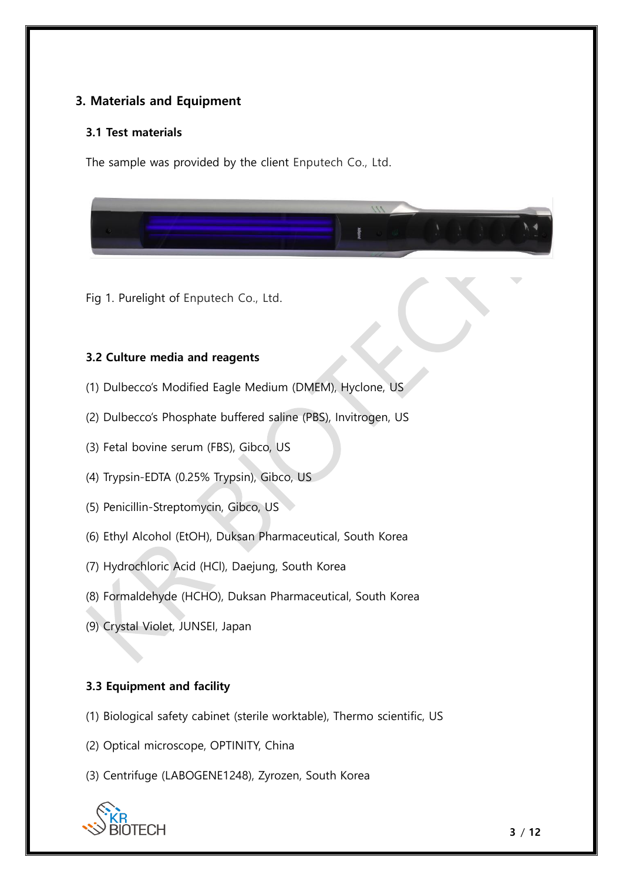## 3. Materials and Equipment

### 3.1 Test materials

The sample was provided by the client Enputech Co., Ltd.

Fig 1. Purelight of Enputech Co., Ltd.

### 3.2 Culture media and reagents

(1) Dulbecco's Modified Eagle Medium (DMEM), Hyclone, US

(2) Dulbecco's Phosphate buffered saline (PBS), Invitrogen, US

(3) Fetal bovine serum (FBS), Gibco, US

(4) Trypsin-EDTA (0.25% Trypsin), Gibco, US

(5) Penicillin-Streptomycin, Gibco, US

(6) Ethyl Alcohol (EtOH), Duksan Pharmaceutical, South Korea

(7) Hydrochloric Acid (HCl), Daejung, South Korea

(8) Formaldehyde (HCHO), Duksan Pharmaceutical, South Korea

(9) Crystal Violet, JUNSEI, Japan

### 3.3 Equipment and facility

(1) Biological safety cabinet (sterile worktable), Thermo scientific, US

(2) Optical microscope, OPTINITY, China

(3) Centrifuge (LABOGENE1248), Zyrozen, South Korea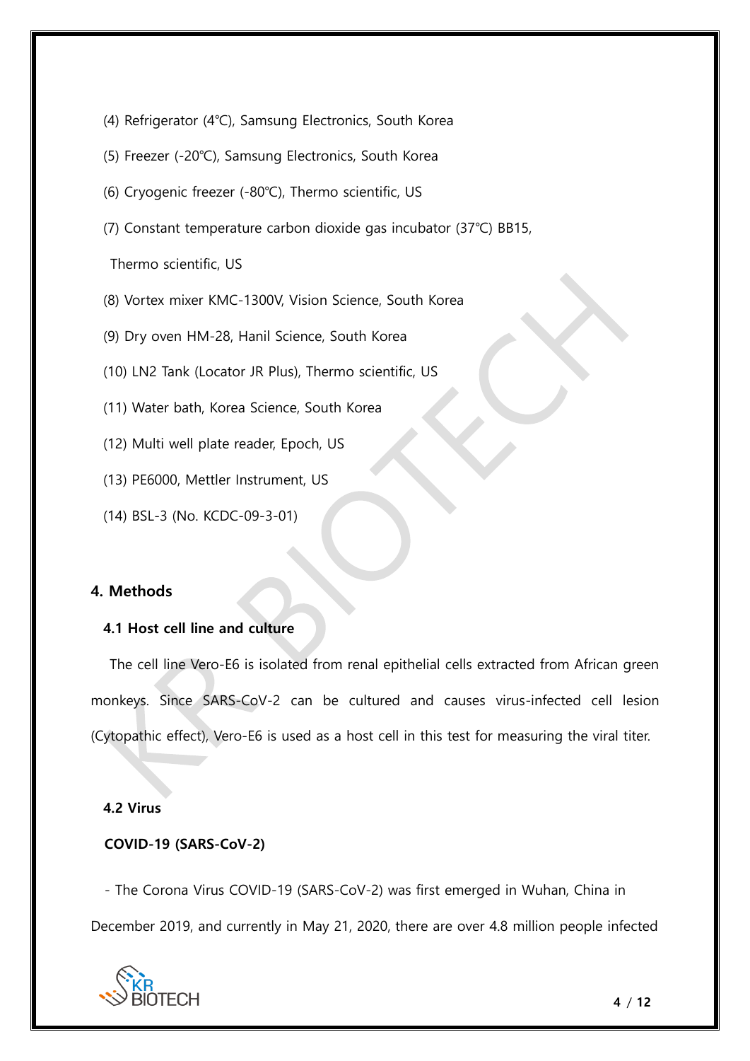(4) Refrigerator (4℃), Samsung Electronics, South Korea

(5) Freezer (-20℃), Samsung Electronics, South Korea

(6) Cryogenic freezer (-80℃), Thermo scientific, US

(7) Constant temperature carbon dioxide gas incubator (37℃) BB15, Thermo scientific, US

(8) Vortex mixer KMC-1300V, Vision Science, South Korea

(9) Dry oven HM-28, Hanil Science, South Korea

(10) LN2 Tank (Locator JR Plus), Thermo scientific, US

(11) Water bath, Korea Science, South Korea

(12) Multi well plate reader, Epoch, US

(13) PE6000, Mettler Instrument, US

(14) BSL-3 (No. KCDC-09-3-01)

## 4. Methods

### 4.1 Host cell line and culture

The cell line Vero-E6 is isolated from renal epithelial cells extracted from African green monkeys. Since SARS-CoV-2 can be cultured and causes virus-infected cell lesion (Cytopathic effect), Vero-E6 is used as a host cell in this test for measuring the viral titer.

### 4.2 Virus

**COVID-19 (SARS-CoV-2)**

- The Corona Virus COVID-19 (SARS-CoV-2) was first emerged in Wuhan, China in December 2019, and currently in May 21, 2020, there are over 4.8 million people infected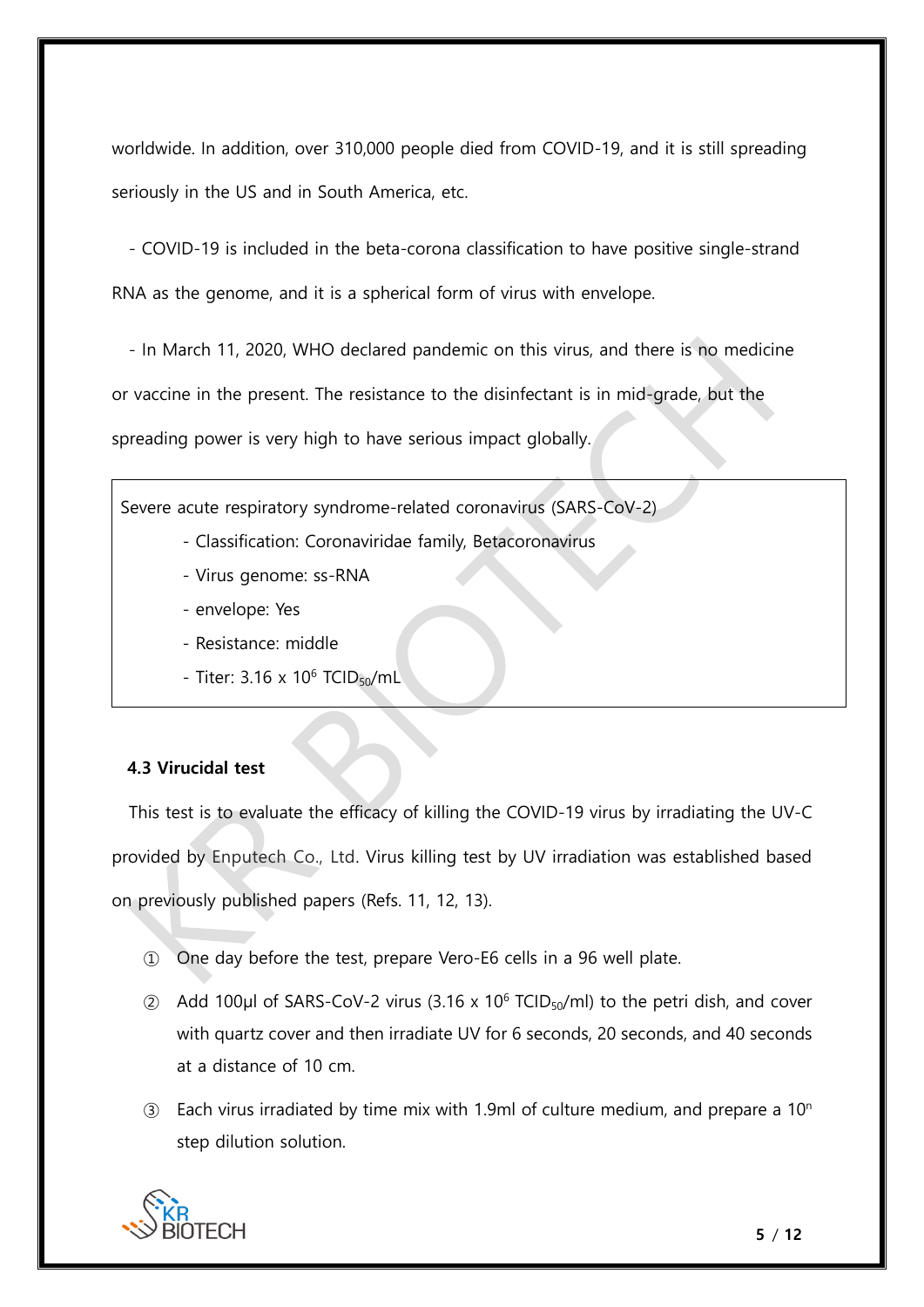worldwide. In addition, over 310,000 people died from COVID-19, and it is still spreading seriously in the US and in South America, etc.

- COVID-19 is included in the beta-corona classification to have positive single-strand RNA as the genome, and it is a spherical form of virus with envelope.

- In March 11, 2020, WHO declared pandemic on this virus, and there is no medicine or vaccine in the present. The resistance to the disinfectant is in mid-grade, but the spreading power is very high to have serious impact globally.

| Severe acute respiratory syndrome-related coronavirus (SARS-CoV-2)<br>- Classification: Coronaviridae family, Betacoronavirus<br>- Virus genome: ss-RNA<br>- envelope: Yes<br>- Resistance: middle<br>- Titer: $3.16 \times 10^6$ $TCID_{50}$/mL |
|---|

### 4.3 Virucidal test

This test is to evaluate the efficacy of killing the COVID-19 virus by irradiating the UV-C provided by Enputech Co., Ltd. Virus killing test by UV irradiation was established based on previously published papers (Refs. 11, 12, 13).

① One day before the test, prepare Vero-E6 cells in a 96 well plate.

② Add 100μl of SARS-CoV-2 virus ($3.16 \times 10^6$ $TCID_{50}$/ml) to the petri dish, and cover with quartz cover and then irradiate UV for 6 seconds, 20 seconds, and 40 seconds at a distance of 10 cm.

③ Each virus irradiated by time mix with 1.9ml of culture medium, and prepare a $10^n$ step dilution solution.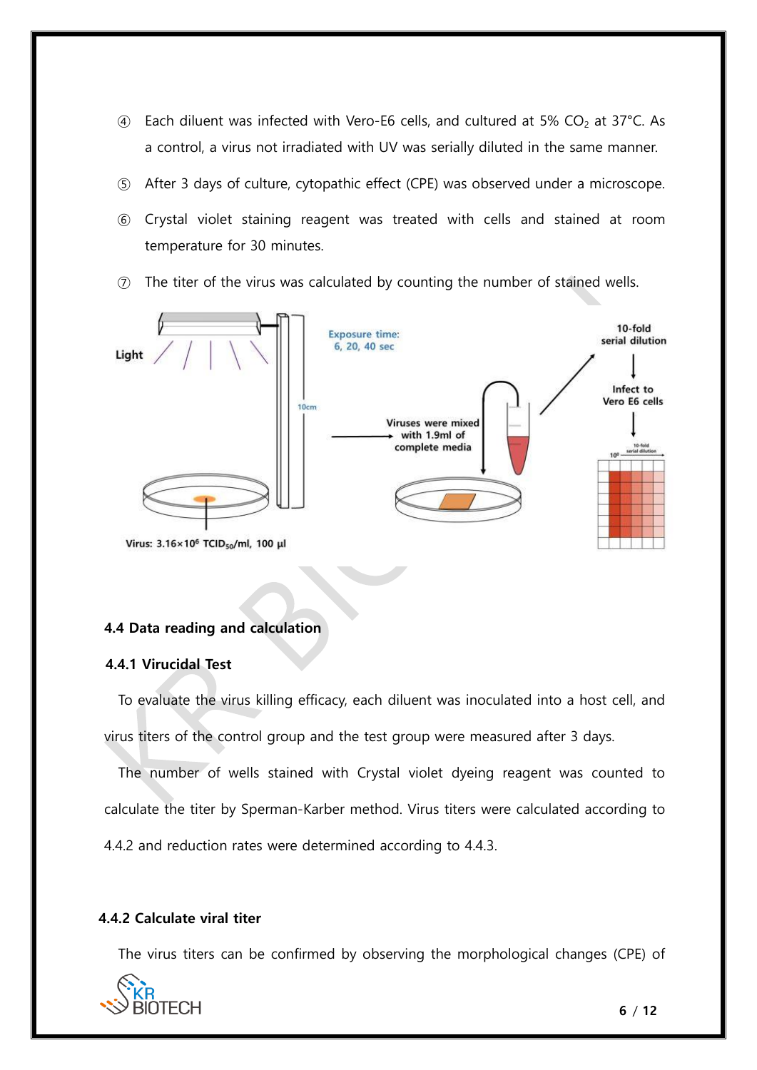④ Each diluent was infected with Vero-E6 cells, and cultured at 5% $CO_2$ at 37°C. As a control, a virus not irradiated with UV was serially diluted in the same manner.

⑤ After 3 days of culture, cytopathic effect (CPE) was observed under a microscope.

⑥ Crystal violet staining reagent was treated with cells and stained at room temperature for 30 minutes.

⑦ The titer of the virus was calculated by counting the number of stained wells.

### 4.4 Data reading and calculation

#### 4.4.1 Virucidal Test

To evaluate the virus killing efficacy, each diluent was inoculated into a host cell, and virus titers of the control group and the test group were measured after 3 days.

The number of wells stained with Crystal violet dyeing reagent was counted to calculate the titer by Sperman-Karber method. Virus titers were calculated according to 4.4.2 and reduction rates were determined according to 4.4.3.

#### 4.4.2 Calculate viral titer

The virus titers can be confirmed by observing the morphological changes (CPE) of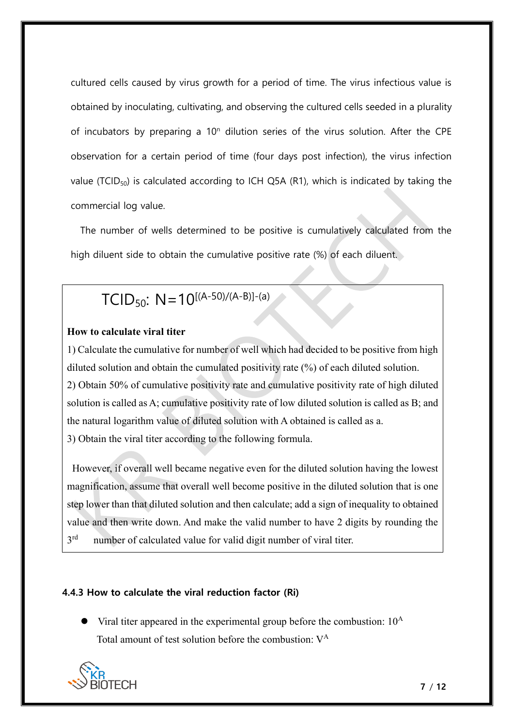cultured cells caused by virus growth for a period of time. The virus infectious value is obtained by inoculating, cultivating, and observing the cultured cells seeded in a plurality of incubators by preparing a $10^n$ dilution series of the virus solution. After the CPE observation for a certain period of time (four days post infection), the virus infection value ($TCID_{50}$) is calculated according to ICH Q5A (R1), which is indicated by taking the commercial log value.

The number of wells determined to be positive is cumulatively calculated from the high diluent side to obtain the cumulative positive rate (%) of each diluent.

$$TCID_{50}\text{: } N=10^{[(A-50)/(A-B)]-(a)}$$

**How to calculate viral titer**

1) Calculate the cumulative for number of well which had decided to be positive from high diluted solution and obtain the cumulated positivity rate (%) of each diluted solution.
2) Obtain 50% of cumulative positivity rate and cumulative positivity rate of high diluted solution is called as A; cumulative positivity rate of low diluted solution is called as B; and the natural logarithm value of diluted solution with A obtained is called as a.
3) Obtain the viral titer according to the following formula.

However, if overall well became negative even for the diluted solution having the lowest magnification, assume that overall well become positive in the diluted solution that is one step lower than that diluted solution and then calculate; add a sign of inequality to obtained value and then write down. And make the valid number to have 2 digits by rounding the 3rd number of calculated value for valid digit number of viral titer.

#### 4.4.3 How to calculate the viral reduction factor (Ri)

- Viral titer appeared in the experimental group before the combustion: $10^A$
  Total amount of test solution before the combustion: $V^A$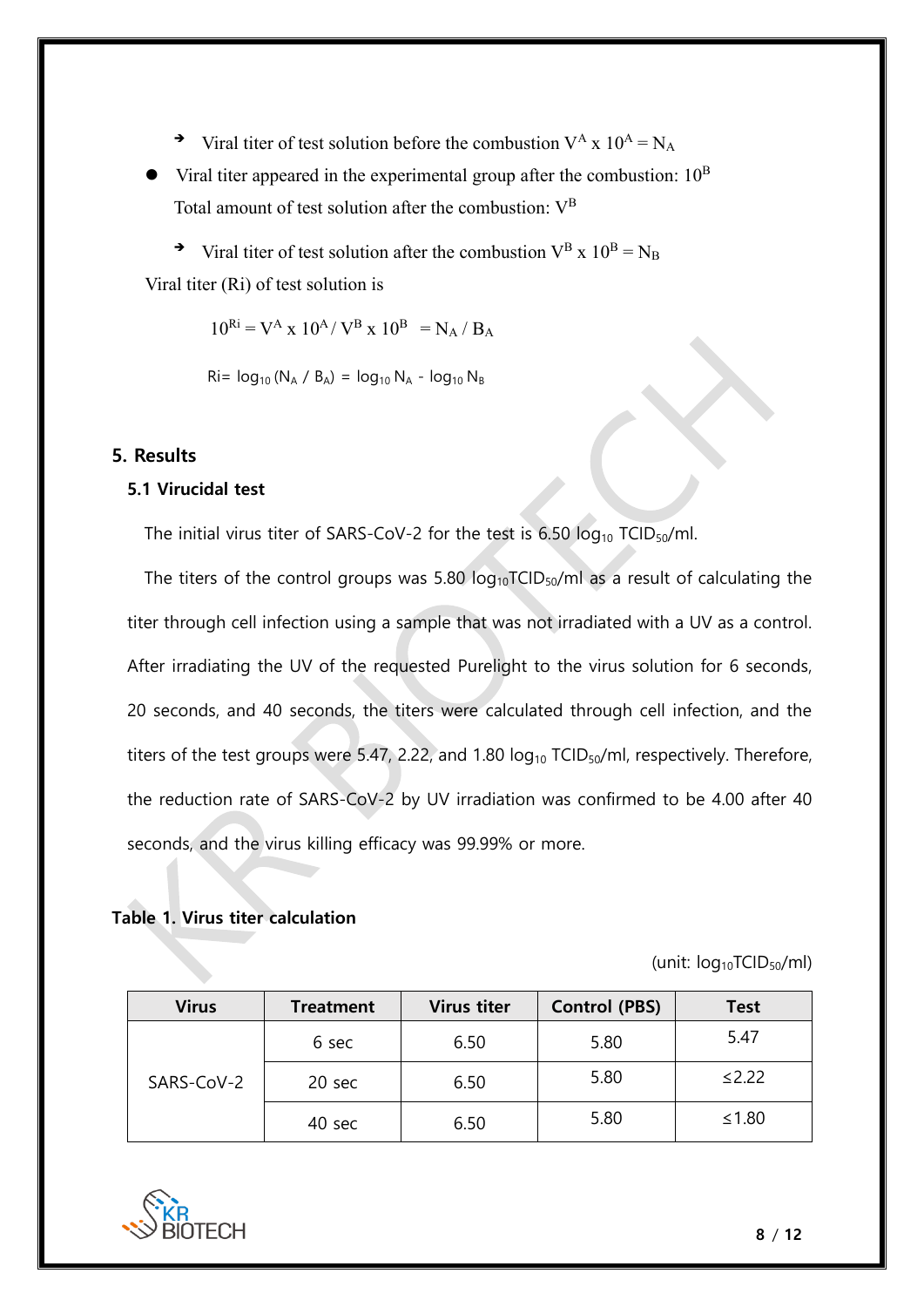- ➔ Viral titer of test solution before the combustion $V^A \times 10^A = N_A$

- Viral titer appeared in the experimental group after the combustion: $10^B$

  Total amount of test solution after the combustion: $V^B$

  - ➔ Viral titer of test solution after the combustion $V^B \times 10^B = N_B$

Viral titer (Ri) of test solution is

$$10^{Ri} = V^A \times 10^A / V^B \times 10^B = N_A / B_A$$

$$Ri = \log_{10} (N_A / B_A) = \log_{10} N_A - \log_{10} N_B$$

## 5. Results

### 5.1 Virucidal test

The initial virus titer of SARS-CoV-2 for the test is 6.50 $\log_{10}$ $TCID_{50}$/ml.

The titers of the control groups was 5.80 $\log_{10} TCID_{50}$/ml as a result of calculating the titer through cell infection using a sample that was not irradiated with a UV as a control. After irradiating the UV of the requested Purelight to the virus solution for 6 seconds, 20 seconds, and 40 seconds, the titers were calculated through cell infection, and the titers of the test groups were 5.47, 2.22, and 1.80 $\log_{10}$ $TCID_{50}$/ml, respectively. Therefore, the reduction rate of SARS-CoV-2 by UV irradiation was confirmed to be 4.00 after 40 seconds, and the virus killing efficacy was 99.99% or more.

**Table 1. Virus titer calculation**

(unit: $\log_{10} TCID_{50}$/ml)

| Virus | Treatment | Virus titer | Control (PBS) | Test |
|---|---|---|---|---|
| SARS-CoV-2 | 6 sec | 6.50 | 5.80 | 5.47 |
| | 20 sec | 6.50 | 5.80 | ≤2.22 |
| | 40 sec | 6.50 | 5.80 | ≤1.80 |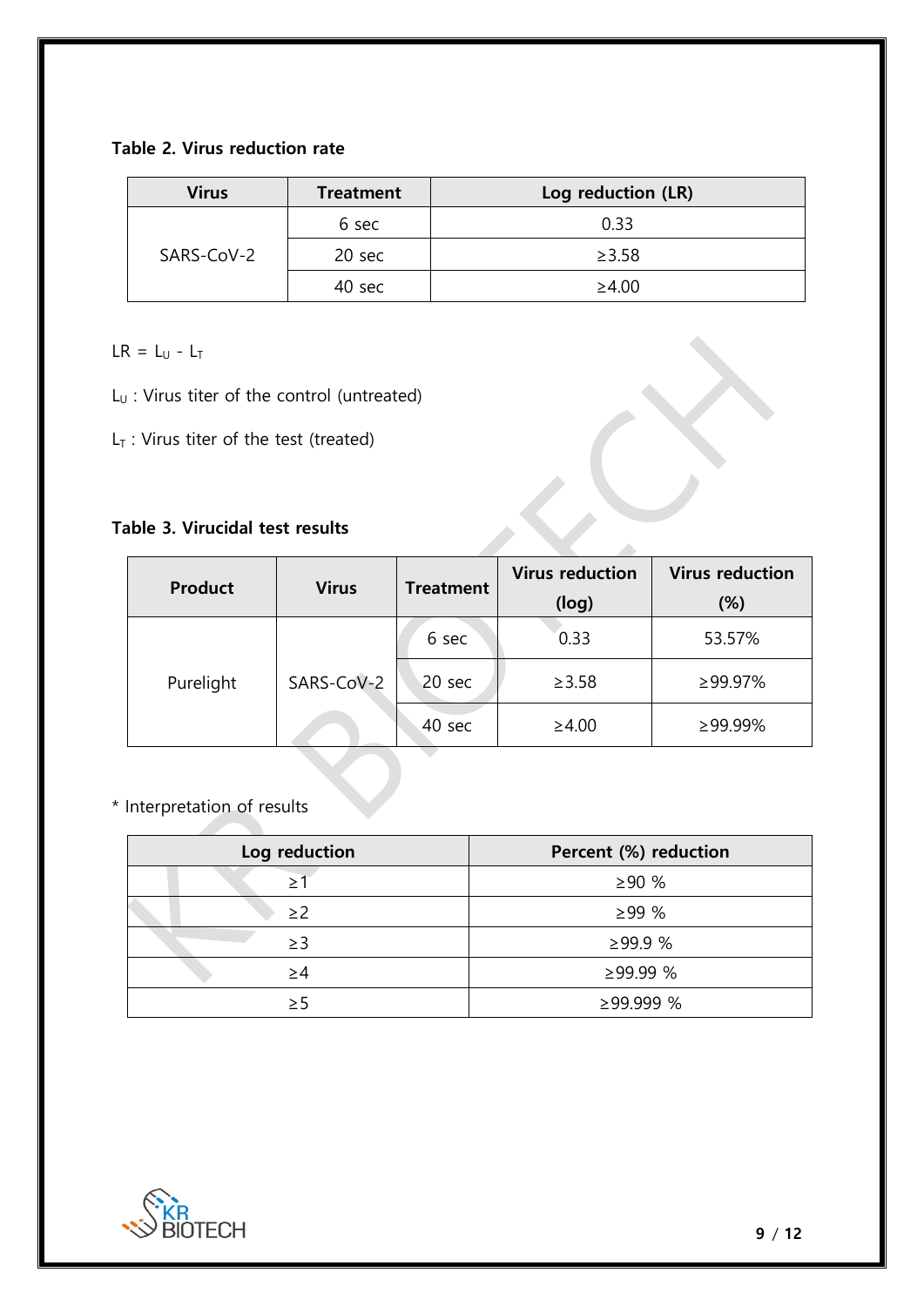**Table 2. Virus reduction rate**

| Virus | Treatment | Log reduction (LR) |
| --- | --- | --- |
| SARS-CoV-2 | 6 sec | 0.33 |
| | 20 sec | ≥3.58 |
| | 40 sec | ≥4.00 |

$LR = L_U - L_T$

$L_U$ : Virus titer of the control (untreated)

$L_T$ : Virus titer of the test (treated)

**Table 3. Virucidal test results**

| Product | Virus | Treatment | Virus reduction (log) | Virus reduction (%) |
| --- | --- | --- | --- | --- |
| Purelight | SARS-CoV-2 | 6 sec | 0.33 | 53.57% |
| | | 20 sec | ≥3.58 | ≥99.97% |
| | | 40 sec | ≥4.00 | ≥99.99% |

* Interpretation of results

| Log reduction | Percent (%) reduction |
| --- | --- |
| ≥1 | ≥90 % |
| ≥2 | ≥99 % |
| ≥3 | ≥99.9 % |
| ≥4 | ≥99.99 % |
| ≥5 | ≥99.999 % |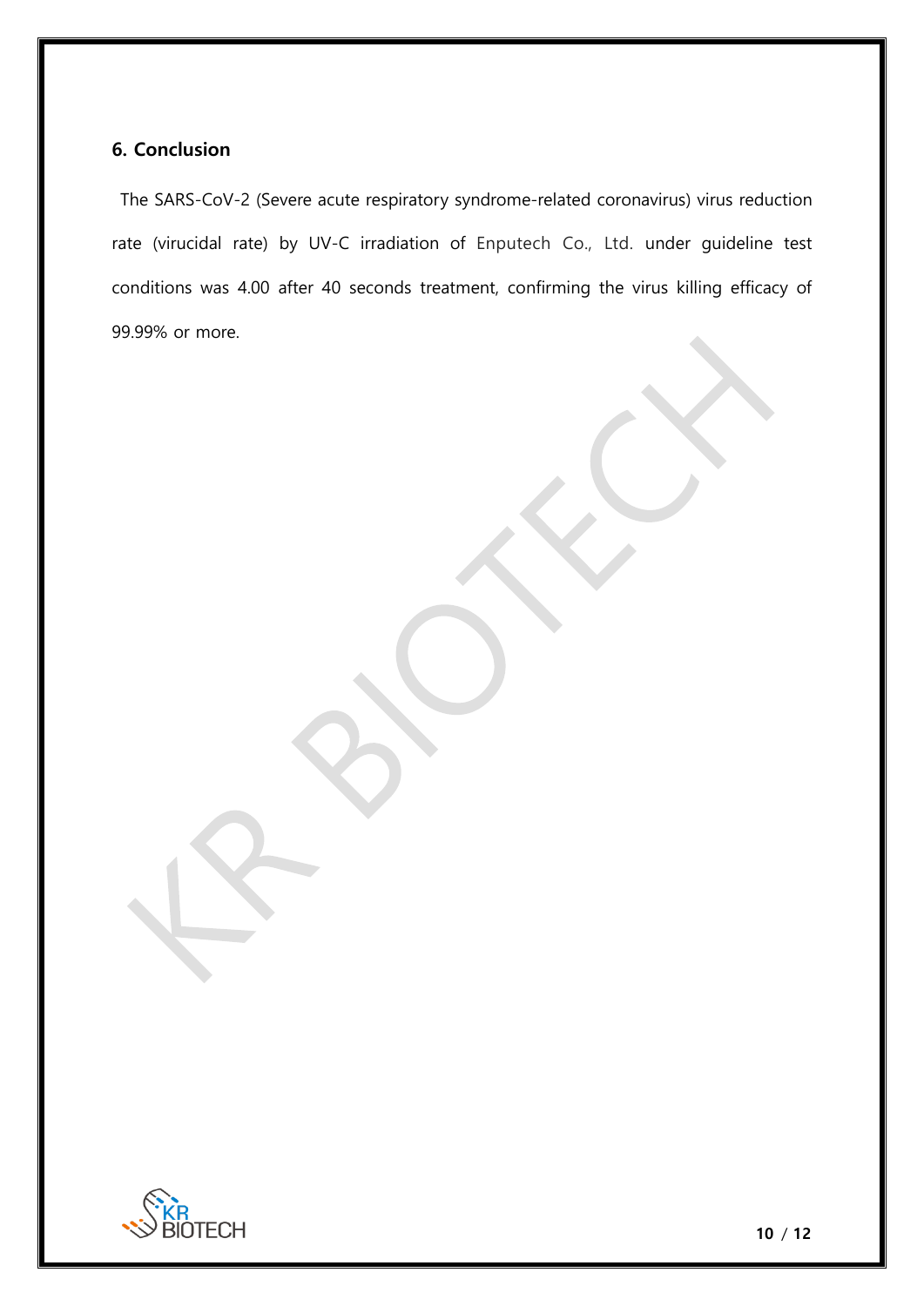## 6. Conclusion

The SARS-CoV-2 (Severe acute respiratory syndrome-related coronavirus) virus reduction rate (virucidal rate) by UV-C irradiation of Enputech Co., Ltd. under guideline test conditions was 4.00 after 40 seconds treatment, confirming the virus killing efficacy of 99.99% or more.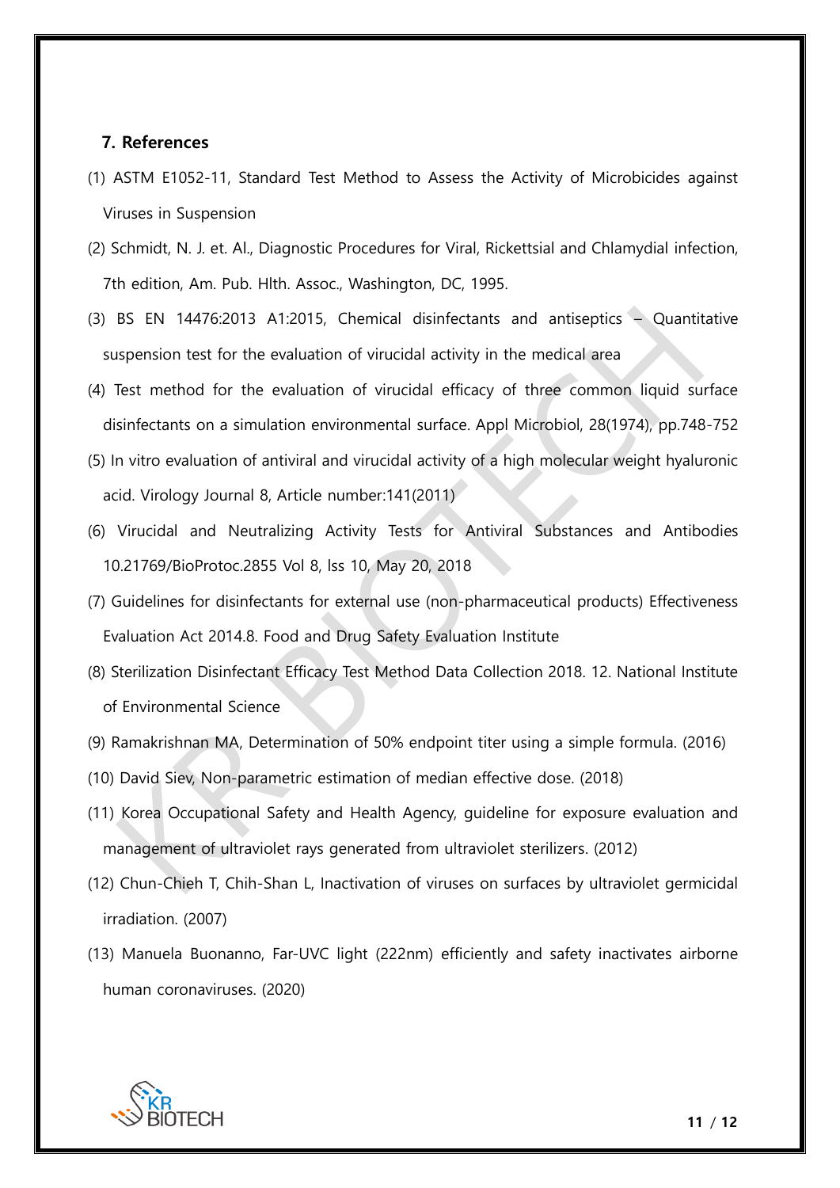## 7. References

(1) ASTM E1052-11, Standard Test Method to Assess the Activity of Microbicides against Viruses in Suspension

(2) Schmidt, N. J. et. Al., Diagnostic Procedures for Viral, Rickettsial and Chlamydial infection, 7th edition, Am. Pub. Hlth. Assoc., Washington, DC, 1995.

(3) BS EN 14476:2013 A1:2015, Chemical disinfectants and antiseptics – Quantitative suspension test for the evaluation of virucidal activity in the medical area

(4) Test method for the evaluation of virucidal efficacy of three common liquid surface disinfectants on a simulation environmental surface. Appl Microbiol, 28(1974), pp.748-752

(5) In vitro evaluation of antiviral and virucidal activity of a high molecular weight hyaluronic acid. Virology Journal 8, Article number:141(2011)

(6) Virucidal and Neutralizing Activity Tests for Antiviral Substances and Antibodies 10.21769/BioProtoc.2855 Vol 8, Iss 10, May 20, 2018

(7) Guidelines for disinfectants for external use (non-pharmaceutical products) Effectiveness Evaluation Act 2014.8. Food and Drug Safety Evaluation Institute

(8) Sterilization Disinfectant Efficacy Test Method Data Collection 2018. 12. National Institute of Environmental Science

(9) Ramakrishnan MA, Determination of 50% endpoint titer using a simple formula. (2016)

(10) David Siev, Non-parametric estimation of median effective dose. (2018)

(11) Korea Occupational Safety and Health Agency, guideline for exposure evaluation and management of ultraviolet rays generated from ultraviolet sterilizers. (2012)

(12) Chun-Chieh T, Chih-Shan L, Inactivation of viruses on surfaces by ultraviolet germicidal irradiation. (2007)

(13) Manuela Buonanno, Far-UVC light (222nm) efficiently and safety inactivates airborne human coronaviruses. (2020)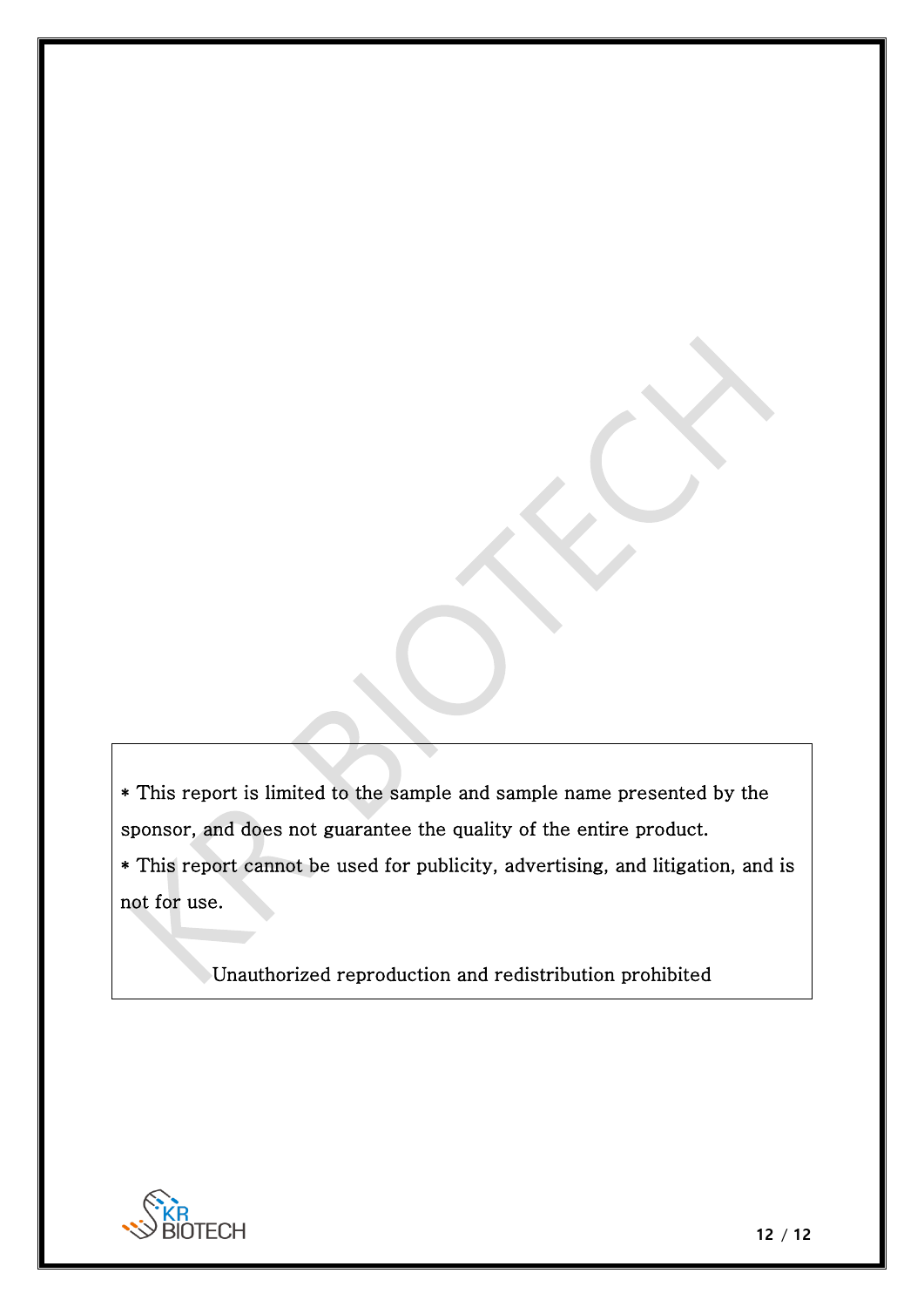* This report is limited to the sample and sample name presented by the sponsor, and does not guarantee the quality of the entire product.
* This report cannot be used for publicity, advertising, and litigation, and is not for use.

Unauthorized reproduction and redistribution prohibited